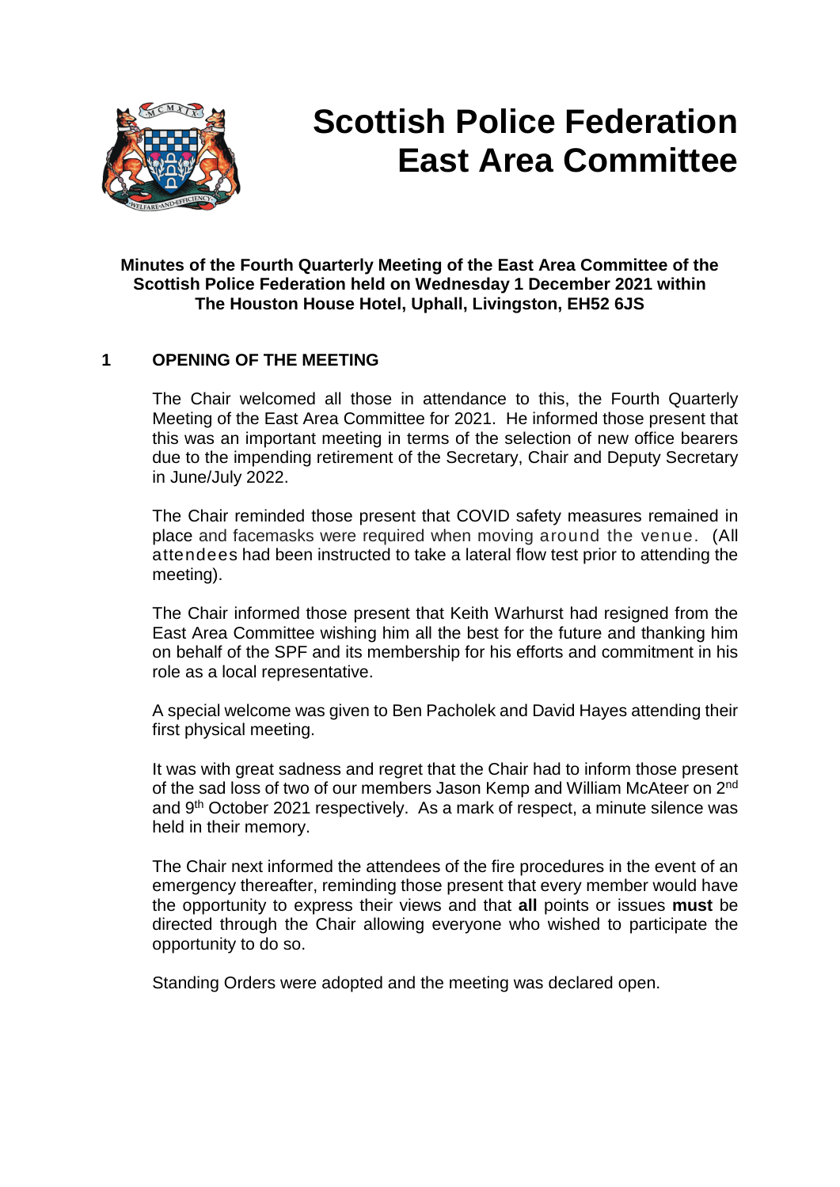# Scottish Police Federation East Area Committee

**Minutes of the Fourth Quarterly Meeting of the East Area Committee of the Scottish Police Federation held on Wednesday 1 December 2021 within The Houston House Hotel, Uphall, Livingston, EH52 6JS**

## 1 OPENING OF THE MEETING

The Chair welcomed all those in attendance to this, the Fourth Quarterly Meeting of the East Area Committee for 2021. He informed those present that this was an important meeting in terms of the selection of new office bearers due to the impending retirement of the Secretary, Chair and Deputy Secretary in June/July 2022.

The Chair reminded those present that COVID safety measures remained in place and facemasks were required when moving around the venue. (All attendees had been instructed to take a lateral flow test prior to attending the meeting).

The Chair informed those present that Keith Warhurst had resigned from the East Area Committee wishing him all the best for the future and thanking him on behalf of the SPF and its membership for his efforts and commitment in his role as a local representative.

A special welcome was given to Ben Pacholek and David Hayes attending their first physical meeting.

It was with great sadness and regret that the Chair had to inform those present of the sad loss of two of our members Jason Kemp and William McAteer on 2nd and 9th October 2021 respectively. As a mark of respect, a minute silence was held in their memory.

The Chair next informed the attendees of the fire procedures in the event of an emergency thereafter, reminding those present that every member would have the opportunity to express their views and that **all** points or issues **must** be directed through the Chair allowing everyone who wished to participate the opportunity to do so.

Standing Orders were adopted and the meeting was declared open.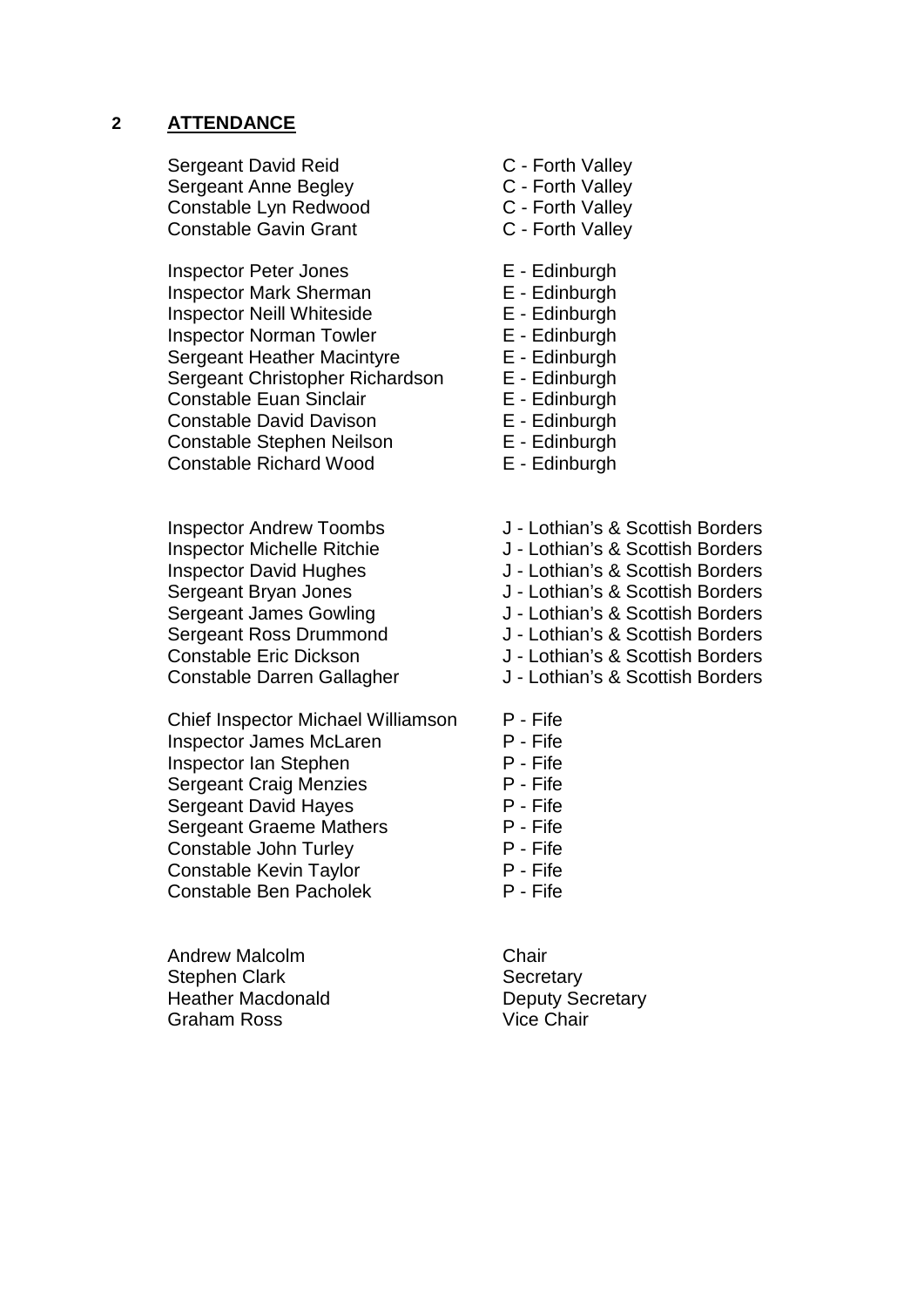## 2 ATTENDANCE

| | |
|---|---|
| Sergeant David Reid | C - Forth Valley |
| Sergeant Anne Begley | C - Forth Valley |
| Constable Lyn Redwood | C - Forth Valley |
| Constable Gavin Grant | C - Forth Valley |
| | |
| Inspector Peter Jones | E - Edinburgh |
| Inspector Mark Sherman | E - Edinburgh |
| Inspector Neill Whiteside | E - Edinburgh |
| Inspector Norman Towler | E - Edinburgh |
| Sergeant Heather Macintyre | E - Edinburgh |
| Sergeant Christopher Richardson | E - Edinburgh |
| Constable Euan Sinclair | E - Edinburgh |
| Constable David Davison | E - Edinburgh |
| Constable Stephen Neilson | E - Edinburgh |
| Constable Richard Wood | E - Edinburgh |
| | |
| Inspector Andrew Toombs | J - Lothian's & Scottish Borders |
| Inspector Michelle Ritchie | J - Lothian's & Scottish Borders |
| Inspector David Hughes | J - Lothian's & Scottish Borders |
| Sergeant Bryan Jones | J - Lothian's & Scottish Borders |
| Sergeant James Gowling | J - Lothian's & Scottish Borders |
| Sergeant Ross Drummond | J - Lothian's & Scottish Borders |
| Constable Eric Dickson | J - Lothian's & Scottish Borders |
| Constable Darren Gallagher | J - Lothian's & Scottish Borders |
| | |
| Chief Inspector Michael Williamson | P - Fife |
| Inspector James McLaren | P - Fife |
| Inspector Ian Stephen | P - Fife |
| Sergeant Craig Menzies | P - Fife |
| Sergeant David Hayes | P - Fife |
| Sergeant Graeme Mathers | P - Fife |
| Constable John Turley | P - Fife |
| Constable Kevin Taylor | P - Fife |
| Constable Ben Pacholek | P - Fife |
| | |
| Andrew Malcolm | Chair |
| Stephen Clark | Secretary |
| Heather Macdonald | Deputy Secretary |
| Graham Ross | Vice Chair |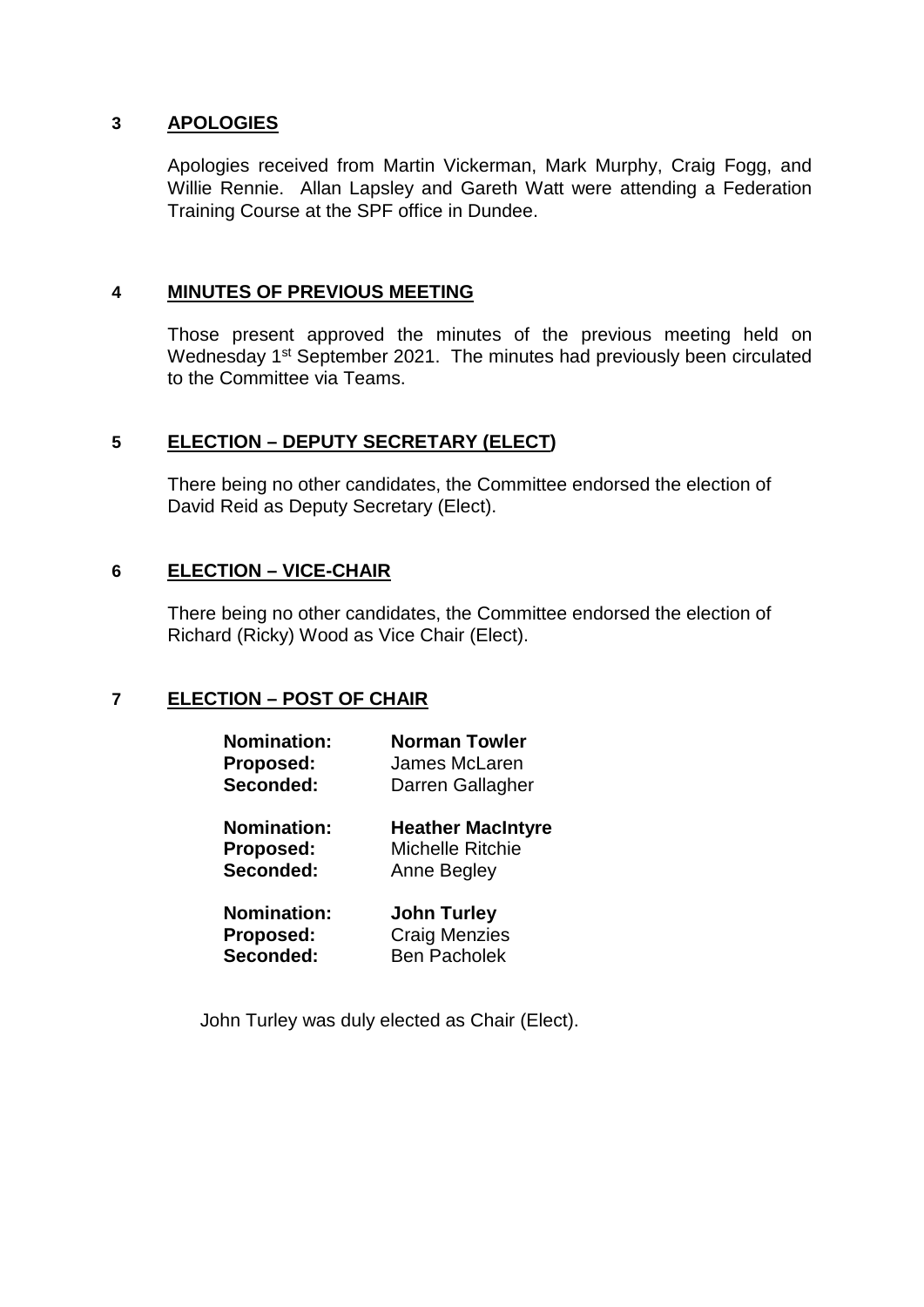## 3 APOLOGIES

Apologies received from Martin Vickerman, Mark Murphy, Craig Fogg, and Willie Rennie. Allan Lapsley and Gareth Watt were attending a Federation Training Course at the SPF office in Dundee.

## 4 MINUTES OF PREVIOUS MEETING

Those present approved the minutes of the previous meeting held on Wednesday 1st September 2021. The minutes had previously been circulated to the Committee via Teams.

## 5 ELECTION – DEPUTY SECRETARY (ELECT)

There being no other candidates, the Committee endorsed the election of David Reid as Deputy Secretary (Elect).

## 6 ELECTION – VICE-CHAIR

There being no other candidates, the Committee endorsed the election of Richard (Ricky) Wood as Vice Chair (Elect).

## 7 ELECTION – POST OF CHAIR

**Nomination:** **Norman Towler**
**Proposed:** James McLaren
**Seconded:** Darren Gallagher

**Nomination:** **Heather MacIntyre**
**Proposed:** Michelle Ritchie
**Seconded:** Anne Begley

**Nomination:** **John Turley**
**Proposed:** Craig Menzies
**Seconded:** Ben Pacholek

John Turley was duly elected as Chair (Elect).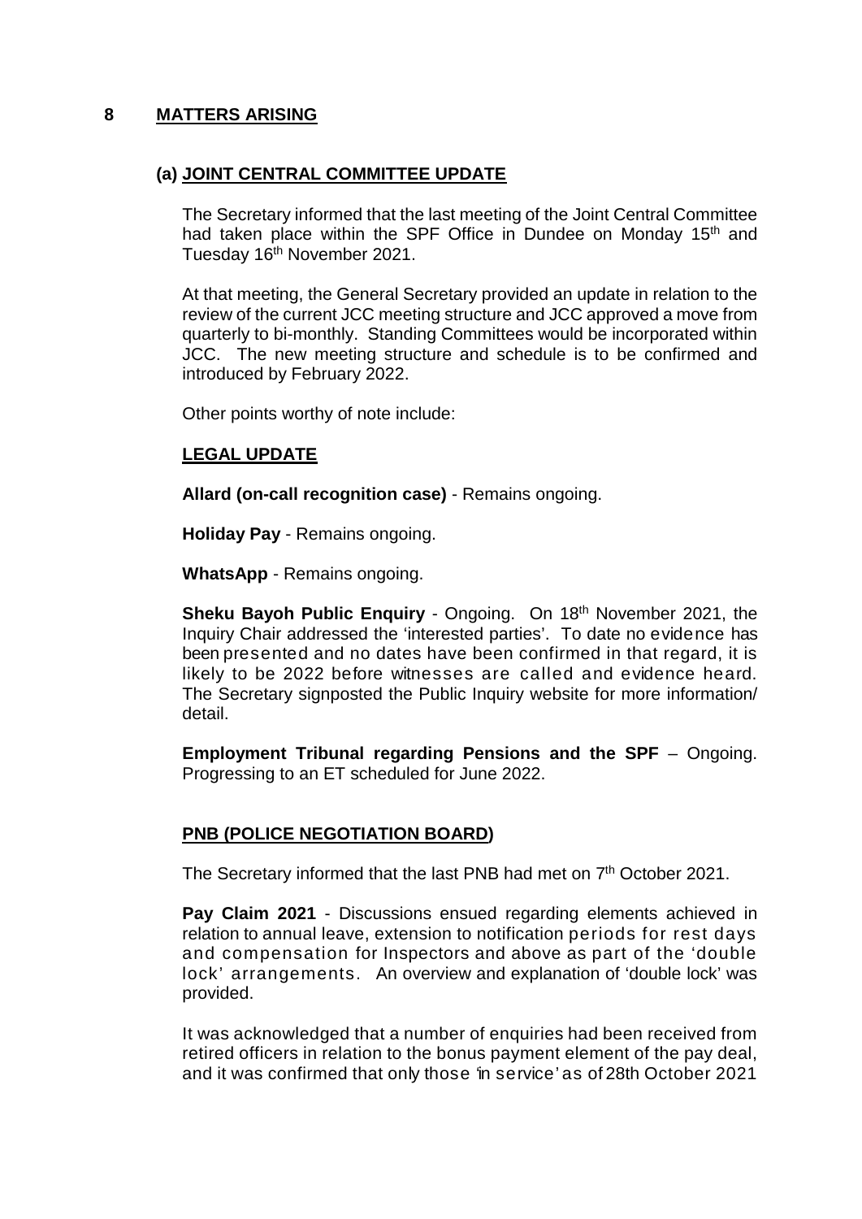## 8 MATTERS ARISING

### (a) JOINT CENTRAL COMMITTEE UPDATE

The Secretary informed that the last meeting of the Joint Central Committee had taken place within the SPF Office in Dundee on Monday 15th and Tuesday 16th November 2021.

At that meeting, the General Secretary provided an update in relation to the review of the current JCC meeting structure and JCC approved a move from quarterly to bi-monthly. Standing Committees would be incorporated within JCC. The new meeting structure and schedule is to be confirmed and introduced by February 2022.

Other points worthy of note include:

#### LEGAL UPDATE

**Allard (on-call recognition case)** - Remains ongoing.

**Holiday Pay** - Remains ongoing.

**WhatsApp** - Remains ongoing.

**Sheku Bayoh Public Enquiry** - Ongoing. On 18th November 2021, the Inquiry Chair addressed the 'interested parties'. To date no evidence has been presented and no dates have been confirmed in that regard, it is likely to be 2022 before witnesses are called and evidence heard. The Secretary signposted the Public Inquiry website for more information/ detail.

**Employment Tribunal regarding Pensions and the SPF** – Ongoing. Progressing to an ET scheduled for June 2022.

#### PNB (POLICE NEGOTIATION BOARD)

The Secretary informed that the last PNB had met on 7th October 2021.

**Pay Claim 2021** - Discussions ensued regarding elements achieved in relation to annual leave, extension to notification periods for rest days and compensation for Inspectors and above as part of the 'double lock' arrangements. An overview and explanation of 'double lock' was provided.

It was acknowledged that a number of enquiries had been received from retired officers in relation to the bonus payment element of the pay deal, and it was confirmed that only those 'in service' as of 28th October 2021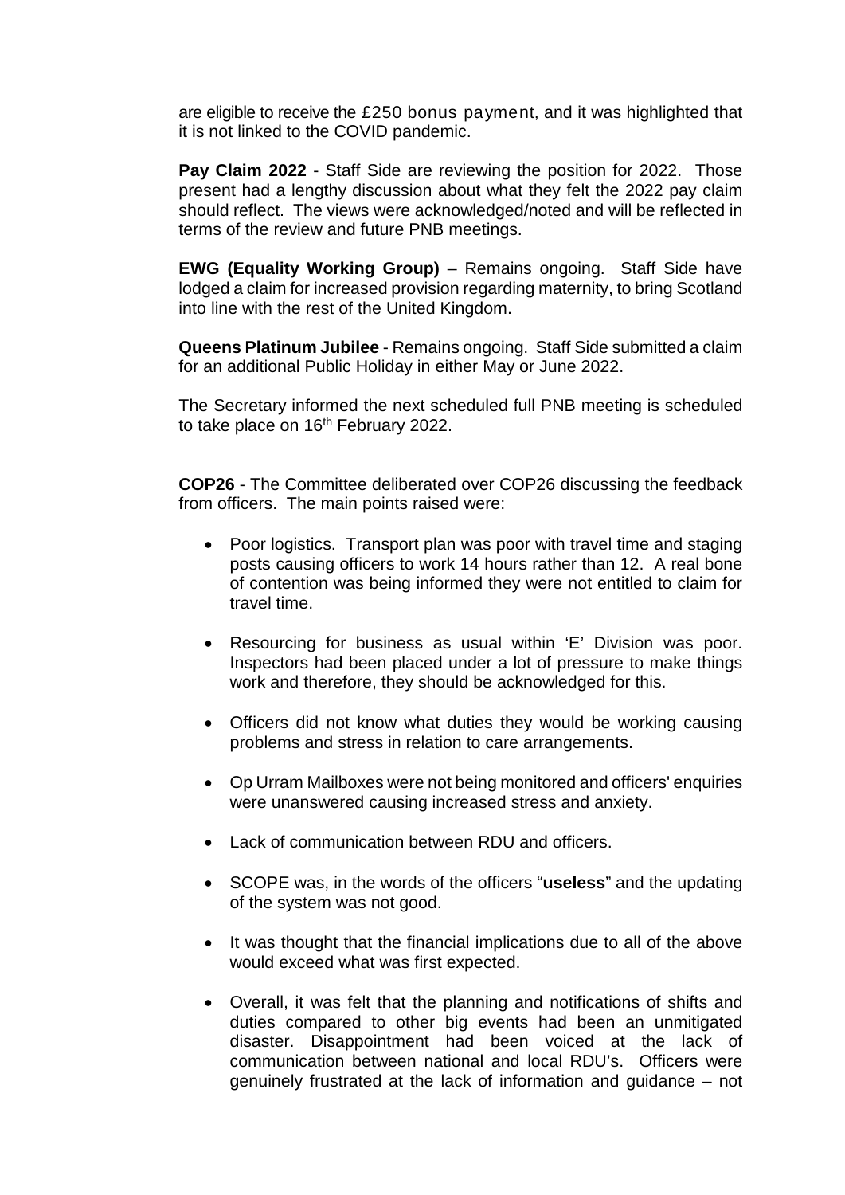are eligible to receive the £250 bonus payment, and it was highlighted that it is not linked to the COVID pandemic.

**Pay Claim 2022** - Staff Side are reviewing the position for 2022. Those present had a lengthy discussion about what they felt the 2022 pay claim should reflect. The views were acknowledged/noted and will be reflected in terms of the review and future PNB meetings.

**EWG (Equality Working Group)** – Remains ongoing. Staff Side have lodged a claim for increased provision regarding maternity, to bring Scotland into line with the rest of the United Kingdom.

**Queens Platinum Jubilee** - Remains ongoing. Staff Side submitted a claim for an additional Public Holiday in either May or June 2022.

The Secretary informed the next scheduled full PNB meeting is scheduled to take place on 16th February 2022.

**COP26** - The Committee deliberated over COP26 discussing the feedback from officers. The main points raised were:

- Poor logistics. Transport plan was poor with travel time and staging posts causing officers to work 14 hours rather than 12. A real bone of contention was being informed they were not entitled to claim for travel time.
- Resourcing for business as usual within 'E' Division was poor. Inspectors had been placed under a lot of pressure to make things work and therefore, they should be acknowledged for this.
- Officers did not know what duties they would be working causing problems and stress in relation to care arrangements.
- Op Urram Mailboxes were not being monitored and officers' enquiries were unanswered causing increased stress and anxiety.
- Lack of communication between RDU and officers.
- SCOPE was, in the words of the officers "**useless**" and the updating of the system was not good.
- It was thought that the financial implications due to all of the above would exceed what was first expected.
- Overall, it was felt that the planning and notifications of shifts and duties compared to other big events had been an unmitigated disaster. Disappointment had been voiced at the lack of communication between national and local RDU's. Officers were genuinely frustrated at the lack of information and guidance – not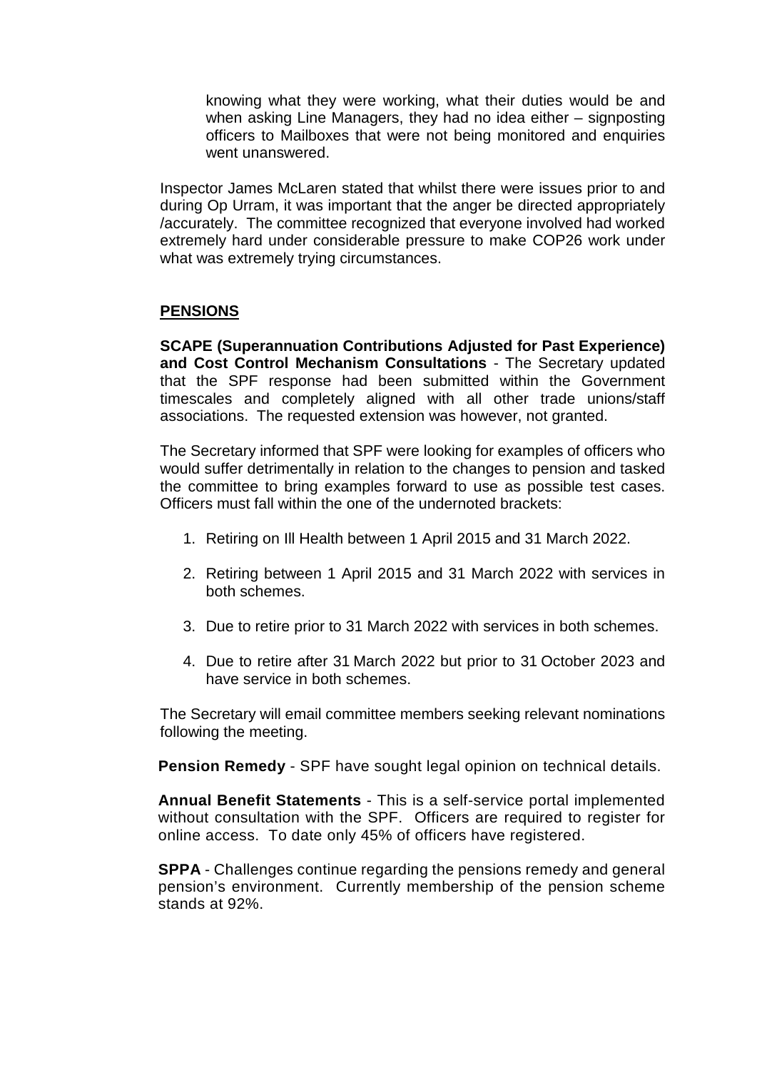knowing what they were working, what their duties would be and when asking Line Managers, they had no idea either – signposting officers to Mailboxes that were not being monitored and enquiries went unanswered.

Inspector James McLaren stated that whilst there were issues prior to and during Op Urram, it was important that the anger be directed appropriately /accurately. The committee recognized that everyone involved had worked extremely hard under considerable pressure to make COP26 work under what was extremely trying circumstances.

## PENSIONS

**SCAPE (Superannuation Contributions Adjusted for Past Experience) and Cost Control Mechanism Consultations** - The Secretary updated that the SPF response had been submitted within the Government timescales and completely aligned with all other trade unions/staff associations. The requested extension was however, not granted.

The Secretary informed that SPF were looking for examples of officers who would suffer detrimentally in relation to the changes to pension and tasked the committee to bring examples forward to use as possible test cases. Officers must fall within the one of the undernoted brackets:

1. Retiring on Ill Health between 1 April 2015 and 31 March 2022.
2. Retiring between 1 April 2015 and 31 March 2022 with services in both schemes.
3. Due to retire prior to 31 March 2022 with services in both schemes.
4. Due to retire after 31 March 2022 but prior to 31 October 2023 and have service in both schemes.

The Secretary will email committee members seeking relevant nominations following the meeting.

**Pension Remedy** - SPF have sought legal opinion on technical details.

**Annual Benefit Statements** - This is a self-service portal implemented without consultation with the SPF. Officers are required to register for online access. To date only 45% of officers have registered.

**SPPA** - Challenges continue regarding the pensions remedy and general pension's environment. Currently membership of the pension scheme stands at 92%.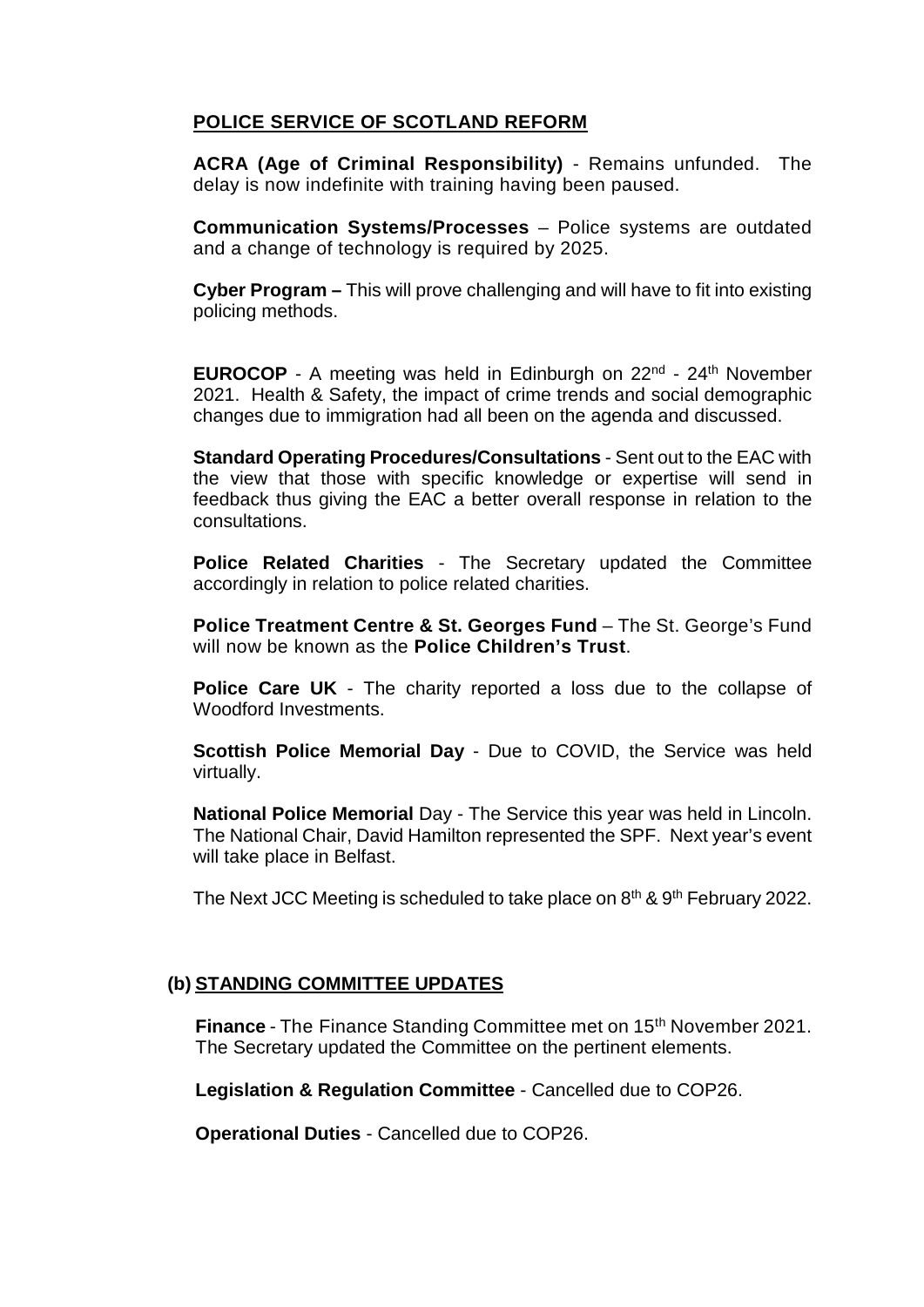**POLICE SERVICE OF SCOTLAND REFORM**

**ACRA (Age of Criminal Responsibility)** - Remains unfunded. The delay is now indefinite with training having been paused.

**Communication Systems/Processes** – Police systems are outdated and a change of technology is required by 2025.

**Cyber Program –** This will prove challenging and will have to fit into existing policing methods.

**EUROCOP** - A meeting was held in Edinburgh on 22nd - 24th November 2021. Health & Safety, the impact of crime trends and social demographic changes due to immigration had all been on the agenda and discussed.

**Standard Operating Procedures/Consultations** - Sent out to the EAC with the view that those with specific knowledge or expertise will send in feedback thus giving the EAC a better overall response in relation to the consultations.

**Police Related Charities** - The Secretary updated the Committee accordingly in relation to police related charities.

**Police Treatment Centre & St. Georges Fund** – The St. George's Fund will now be known as the **Police Children's Trust**.

**Police Care UK** - The charity reported a loss due to the collapse of Woodford Investments.

**Scottish Police Memorial Day** - Due to COVID, the Service was held virtually.

**National Police Memorial** Day - The Service this year was held in Lincoln. The National Chair, David Hamilton represented the SPF. Next year's event will take place in Belfast.

The Next JCC Meeting is scheduled to take place on 8th & 9th February 2022.

**(b) STANDING COMMITTEE UPDATES**

**Finance** - The Finance Standing Committee met on 15th November 2021. The Secretary updated the Committee on the pertinent elements.

**Legislation & Regulation Committee** - Cancelled due to COP26.

**Operational Duties** - Cancelled due to COP26.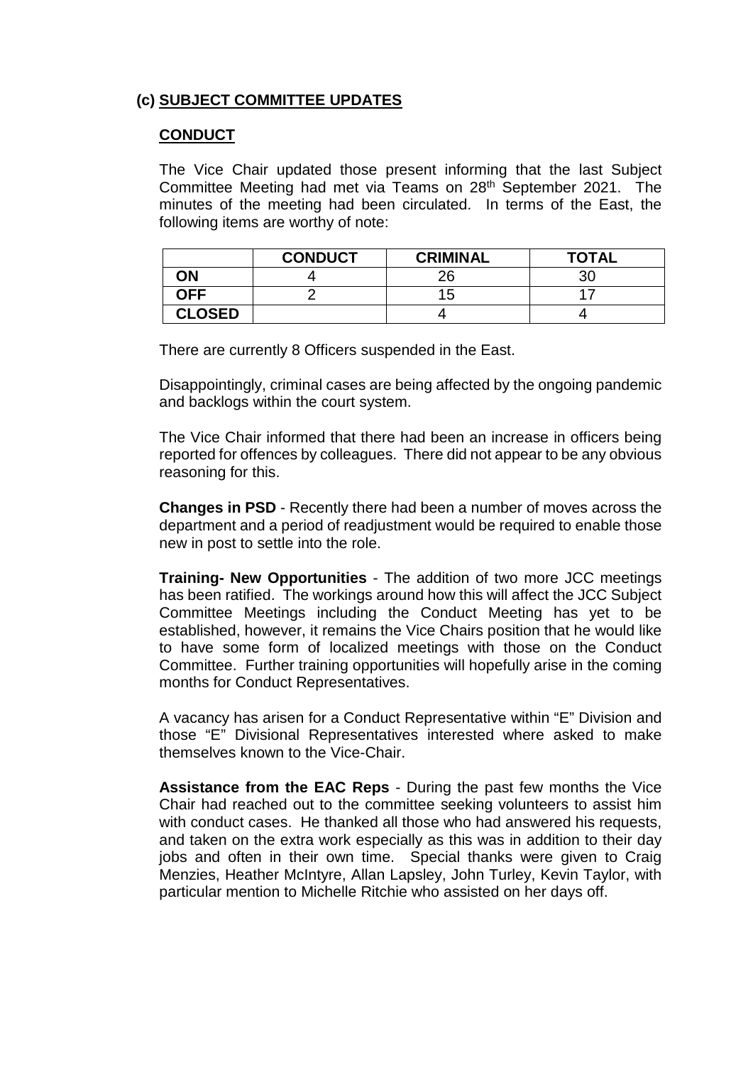## (c) SUBJECT COMMITTEE UPDATES

### CONDUCT

The Vice Chair updated those present informing that the last Subject Committee Meeting had met via Teams on 28th September 2021. The minutes of the meeting had been circulated. In terms of the East, the following items are worthy of note:

| | CONDUCT | CRIMINAL | TOTAL |
|---|---|---|---|
| **ON** | 4 | 26 | 30 |
| **OFF** | 2 | 15 | 17 |
| **CLOSED** | | 4 | 4 |

There are currently 8 Officers suspended in the East.

Disappointingly, criminal cases are being affected by the ongoing pandemic and backlogs within the court system.

The Vice Chair informed that there had been an increase in officers being reported for offences by colleagues. There did not appear to be any obvious reasoning for this.

**Changes in PSD** - Recently there had been a number of moves across the department and a period of readjustment would be required to enable those new in post to settle into the role.

**Training- New Opportunities** - The addition of two more JCC meetings has been ratified. The workings around how this will affect the JCC Subject Committee Meetings including the Conduct Meeting has yet to be established, however, it remains the Vice Chairs position that he would like to have some form of localized meetings with those on the Conduct Committee. Further training opportunities will hopefully arise in the coming months for Conduct Representatives.

A vacancy has arisen for a Conduct Representative within "E" Division and those "E" Divisional Representatives interested where asked to make themselves known to the Vice-Chair.

**Assistance from the EAC Reps** - During the past few months the Vice Chair had reached out to the committee seeking volunteers to assist him with conduct cases. He thanked all those who had answered his requests, and taken on the extra work especially as this was in addition to their day jobs and often in their own time. Special thanks were given to Craig Menzies, Heather McIntyre, Allan Lapsley, John Turley, Kevin Taylor, with particular mention to Michelle Ritchie who assisted on her days off.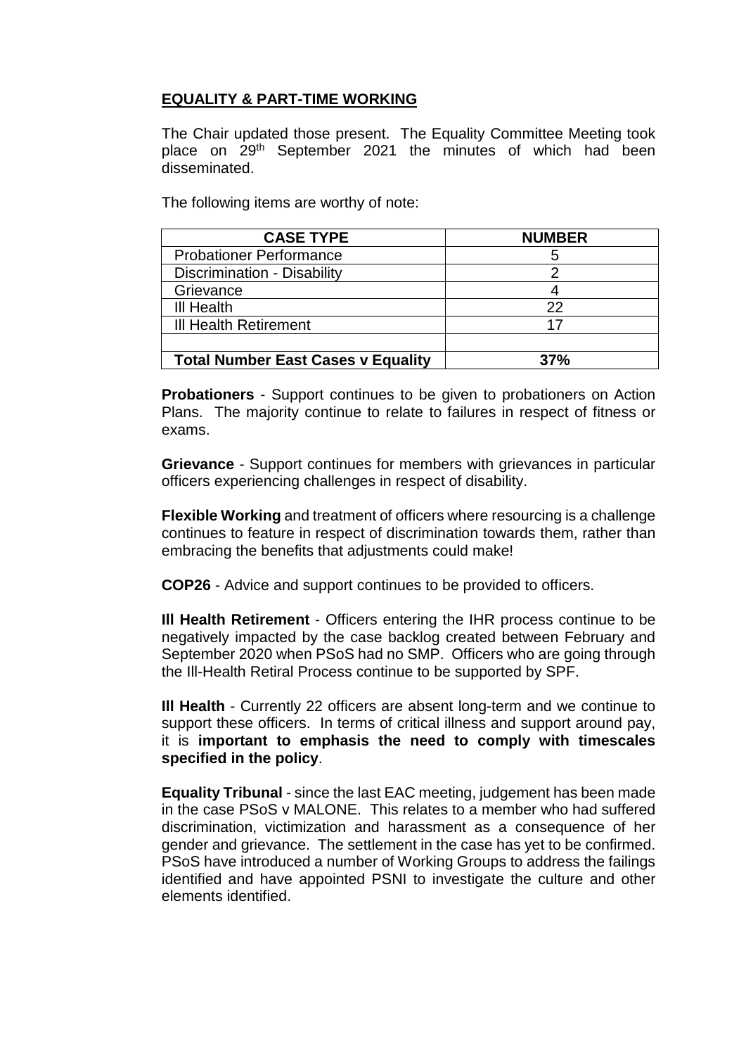## EQUALITY & PART-TIME WORKING

The Chair updated those present. The Equality Committee Meeting took place on 29th September 2021 the minutes of which had been disseminated.

The following items are worthy of note:

| CASE TYPE | NUMBER |
|---|---|
| Probationer Performance | 5 |
| Discrimination - Disability | 2 |
| Grievance | 4 |
| Ill Health | 22 |
| Ill Health Retirement | 17 |
| | |
| **Total Number East Cases v Equality** | **37%** |

**Probationers** - Support continues to be given to probationers on Action Plans. The majority continue to relate to failures in respect of fitness or exams.

**Grievance** - Support continues for members with grievances in particular officers experiencing challenges in respect of disability.

**Flexible Working** and treatment of officers where resourcing is a challenge continues to feature in respect of discrimination towards them, rather than embracing the benefits that adjustments could make!

**COP26** - Advice and support continues to be provided to officers.

**Ill Health Retirement** - Officers entering the IHR process continue to be negatively impacted by the case backlog created between February and September 2020 when PSoS had no SMP. Officers who are going through the Ill-Health Retiral Process continue to be supported by SPF.

**Ill Health** - Currently 22 officers are absent long-term and we continue to support these officers. In terms of critical illness and support around pay, it is **important to emphasis the need to comply with timescales specified in the policy**.

**Equality Tribunal** - since the last EAC meeting, judgement has been made in the case PSoS v MALONE. This relates to a member who had suffered discrimination, victimization and harassment as a consequence of her gender and grievance. The settlement in the case has yet to be confirmed. PSoS have introduced a number of Working Groups to address the failings identified and have appointed PSNI to investigate the culture and other elements identified.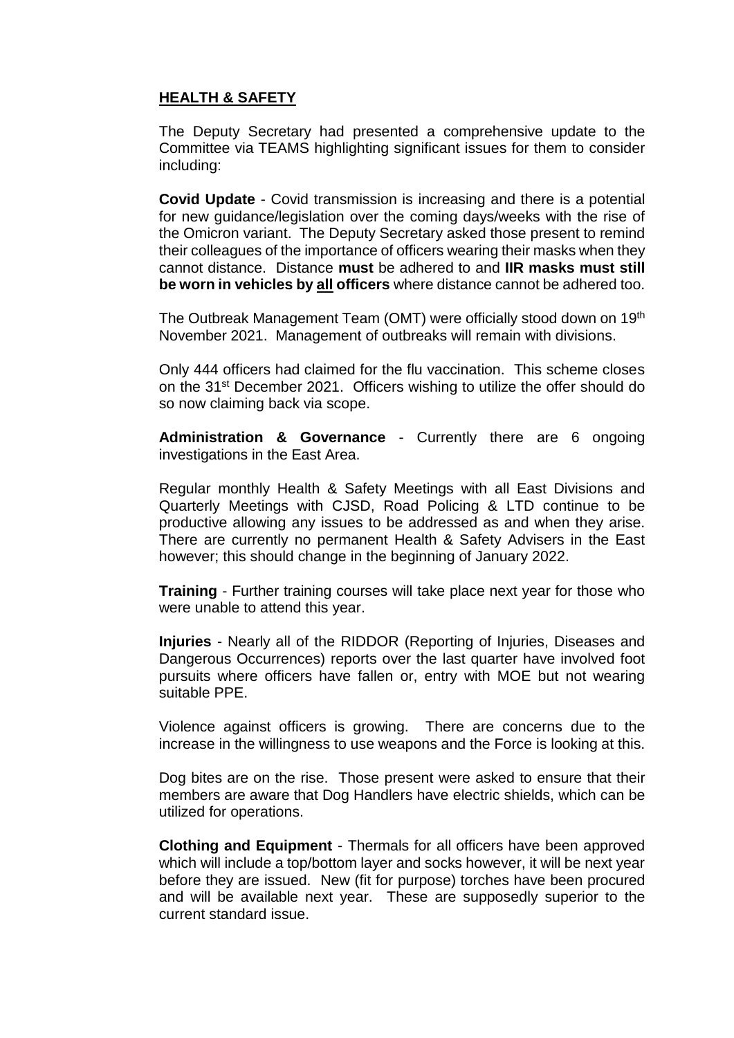## HEALTH & SAFETY

The Deputy Secretary had presented a comprehensive update to the Committee via TEAMS highlighting significant issues for them to consider including:

**Covid Update** - Covid transmission is increasing and there is a potential for new guidance/legislation over the coming days/weeks with the rise of the Omicron variant. The Deputy Secretary asked those present to remind their colleagues of the importance of officers wearing their masks when they cannot distance. Distance **must** be adhered to and **IIR masks must still be worn in vehicles by <u>all</u> officers** where distance cannot be adhered too.

The Outbreak Management Team (OMT) were officially stood down on 19th November 2021. Management of outbreaks will remain with divisions.

Only 444 officers had claimed for the flu vaccination. This scheme closes on the 31st December 2021. Officers wishing to utilize the offer should do so now claiming back via scope.

**Administration & Governance** - Currently there are 6 ongoing investigations in the East Area.

Regular monthly Health & Safety Meetings with all East Divisions and Quarterly Meetings with CJSD, Road Policing & LTD continue to be productive allowing any issues to be addressed as and when they arise. There are currently no permanent Health & Safety Advisers in the East however; this should change in the beginning of January 2022.

**Training** - Further training courses will take place next year for those who were unable to attend this year.

**Injuries** - Nearly all of the RIDDOR (Reporting of Injuries, Diseases and Dangerous Occurrences) reports over the last quarter have involved foot pursuits where officers have fallen or, entry with MOE but not wearing suitable PPE.

Violence against officers is growing. There are concerns due to the increase in the willingness to use weapons and the Force is looking at this.

Dog bites are on the rise. Those present were asked to ensure that their members are aware that Dog Handlers have electric shields, which can be utilized for operations.

**Clothing and Equipment** - Thermals for all officers have been approved which will include a top/bottom layer and socks however, it will be next year before they are issued. New (fit for purpose) torches have been procured and will be available next year. These are supposedly superior to the current standard issue.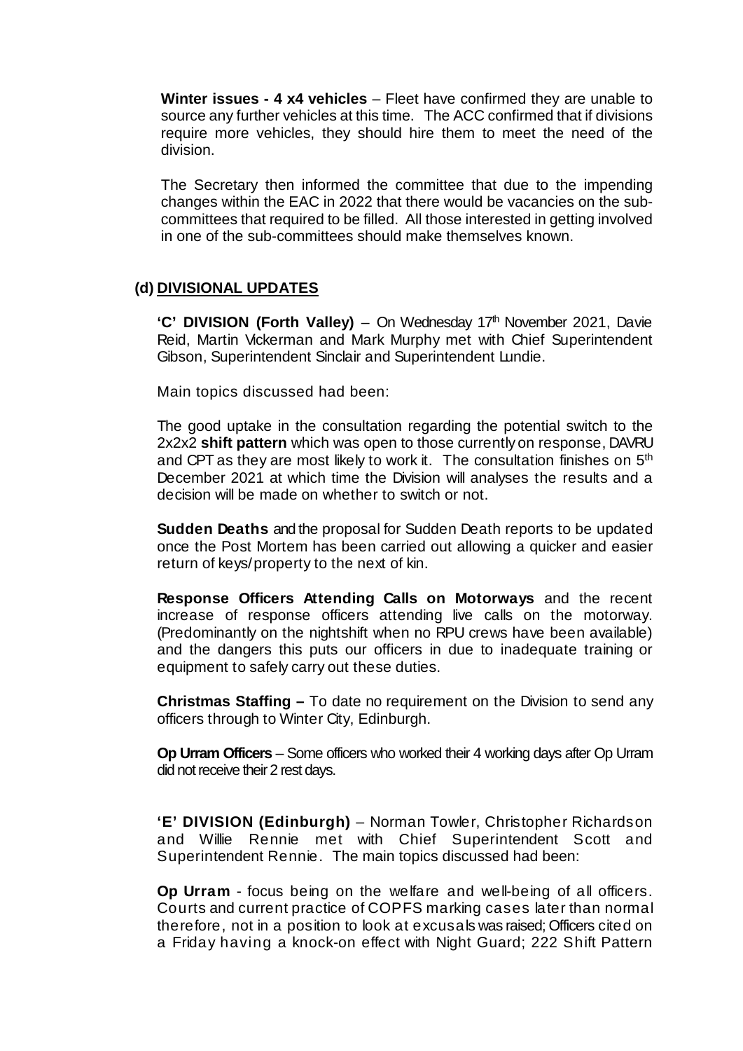**Winter issues - 4 x4 vehicles** – Fleet have confirmed they are unable to source any further vehicles at this time. The ACC confirmed that if divisions require more vehicles, they should hire them to meet the need of the division.

The Secretary then informed the committee that due to the impending changes within the EAC in 2022 that there would be vacancies on the sub-committees that required to be filled. All those interested in getting involved in one of the sub-committees should make themselves known.

## (d) DIVISIONAL UPDATES

**'C' DIVISION (Forth Valley)** – On Wednesday 17th November 2021, Davie Reid, Martin Vickerman and Mark Murphy met with Chief Superintendent Gibson, Superintendent Sinclair and Superintendent Lundie.

Main topics discussed had been:

The good uptake in the consultation regarding the potential switch to the 2x2x2 **shift pattern** which was open to those currently on response, DAVRU and CPT as they are most likely to work it. The consultation finishes on 5th December 2021 at which time the Division will analyses the results and a decision will be made on whether to switch or not.

**Sudden Deaths** and the proposal for Sudden Death reports to be updated once the Post Mortem has been carried out allowing a quicker and easier return of keys/property to the next of kin.

**Response Officers Attending Calls on Motorways** and the recent increase of response officers attending live calls on the motorway. (Predominantly on the nightshift when no RPU crews have been available) and the dangers this puts our officers in due to inadequate training or equipment to safely carry out these duties.

**Christmas Staffing –** To date no requirement on the Division to send any officers through to Winter City, Edinburgh.

**Op Urram Officers** – Some officers who worked their 4 working days after Op Urram did not receive their 2 rest days.

**'E' DIVISION (Edinburgh)** – Norman Towler, Christopher Richardson and Willie Rennie met with Chief Superintendent Scott and Superintendent Rennie. The main topics discussed had been:

**Op Urram** - focus being on the welfare and well-being of all officers. Courts and current practice of COPFS marking cases later than normal therefore, not in a position to look at excusals was raised; Officers cited on a Friday having a knock-on effect with Night Guard; 222 Shift Pattern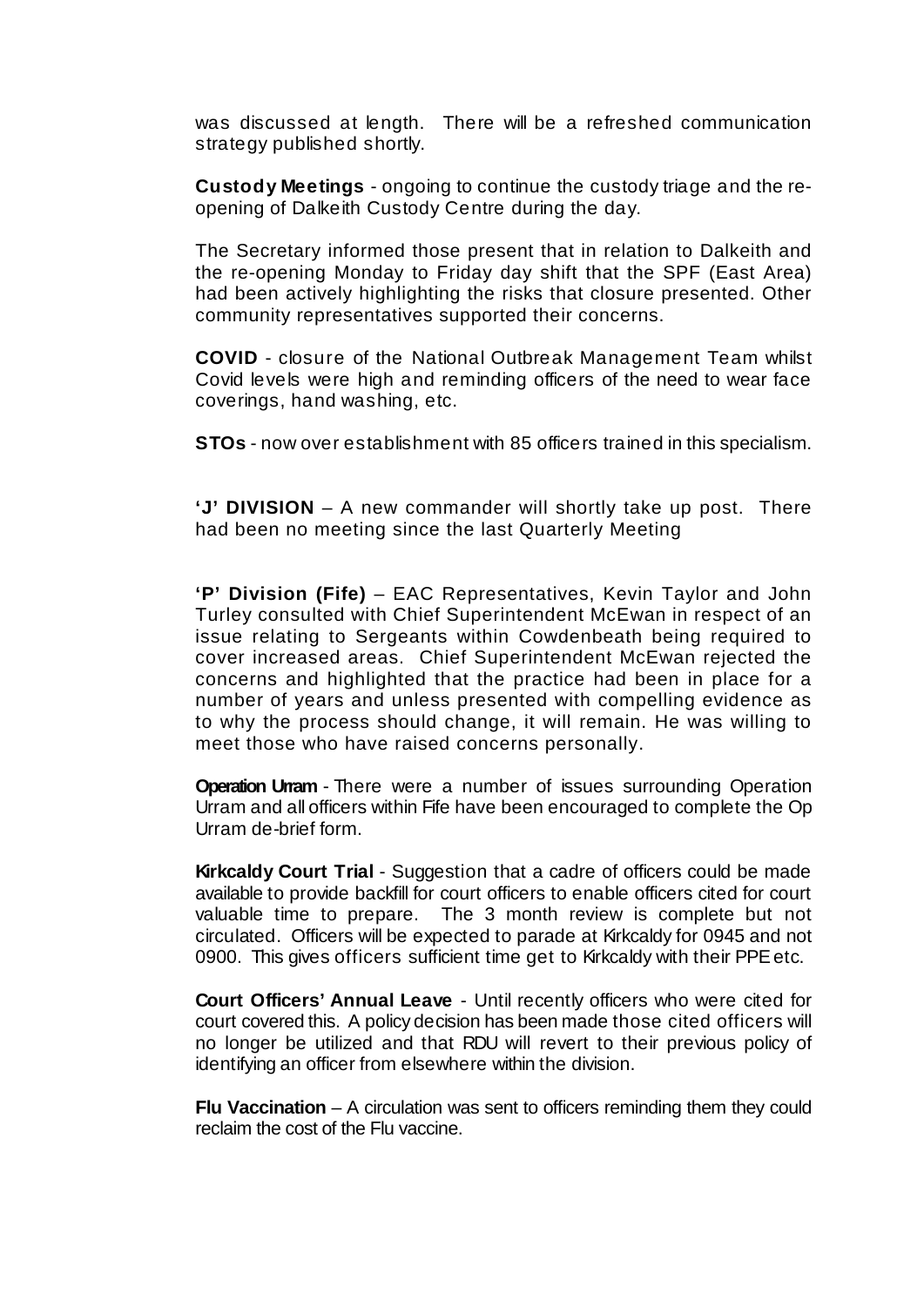was discussed at length. There will be a refreshed communication strategy published shortly.

**Custody Meetings** - ongoing to continue the custody triage and the re-opening of Dalkeith Custody Centre during the day.

The Secretary informed those present that in relation to Dalkeith and the re-opening Monday to Friday day shift that the SPF (East Area) had been actively highlighting the risks that closure presented. Other community representatives supported their concerns.

**COVID** - closure of the National Outbreak Management Team whilst Covid levels were high and reminding officers of the need to wear face coverings, hand washing, etc.

**STOs** - now over establishment with 85 officers trained in this specialism.

**'J' DIVISION** – A new commander will shortly take up post. There had been no meeting since the last Quarterly Meeting

**'P' Division (Fife)** – EAC Representatives, Kevin Taylor and John Turley consulted with Chief Superintendent McEwan in respect of an issue relating to Sergeants within Cowdenbeath being required to cover increased areas. Chief Superintendent McEwan rejected the concerns and highlighted that the practice had been in place for a number of years and unless presented with compelling evidence as to why the process should change, it will remain. He was willing to meet those who have raised concerns personally.

**Operation Urram** - There were a number of issues surrounding Operation Urram and all officers within Fife have been encouraged to complete the Op Urram de-brief form.

**Kirkcaldy Court Trial** - Suggestion that a cadre of officers could be made available to provide backfill for court officers to enable officers cited for court valuable time to prepare. The 3 month review is complete but not circulated. Officers will be expected to parade at Kirkcaldy for 0945 and not 0900. This gives officers sufficient time get to Kirkcaldy with their PPE etc.

**Court Officers' Annual Leave** - Until recently officers who were cited for court covered this. A policy decision has been made those cited officers will no longer be utilized and that RDU will revert to their previous policy of identifying an officer from elsewhere within the division.

**Flu Vaccination** – A circulation was sent to officers reminding them they could reclaim the cost of the Flu vaccine.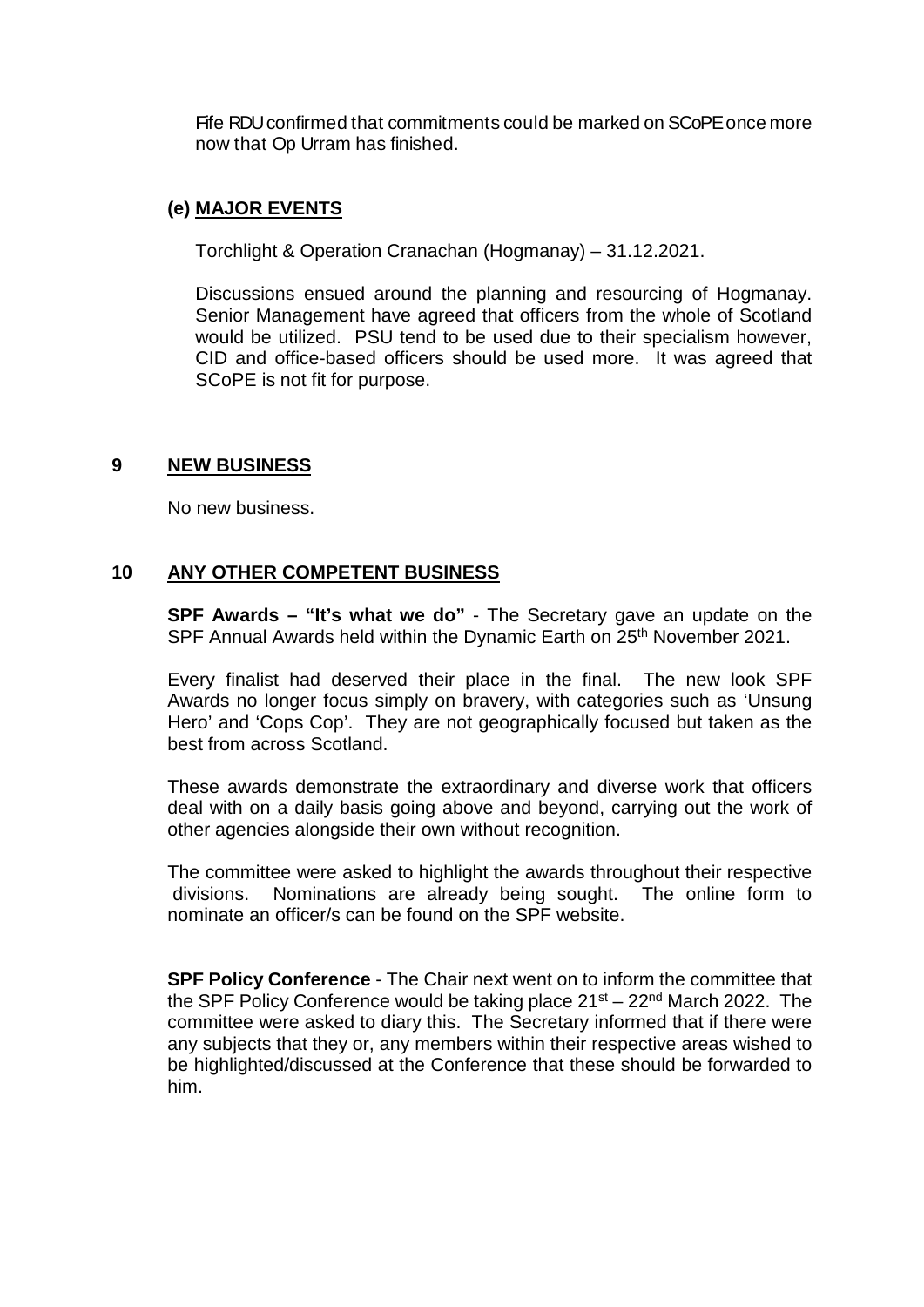Fife RDU confirmed that commitments could be marked on SCoPE once more now that Op Urram has finished.

**(e) MAJOR EVENTS**

Torchlight & Operation Cranachan (Hogmanay) – 31.12.2021.

Discussions ensued around the planning and resourcing of Hogmanay. Senior Management have agreed that officers from the whole of Scotland would be utilized. PSU tend to be used due to their specialism however, CID and office-based officers should be used more. It was agreed that SCoPE is not fit for purpose.

## 9 NEW BUSINESS

No new business.

## 10 ANY OTHER COMPETENT BUSINESS

**SPF Awards – "It's what we do"** - The Secretary gave an update on the SPF Annual Awards held within the Dynamic Earth on 25th November 2021.

Every finalist had deserved their place in the final. The new look SPF Awards no longer focus simply on bravery, with categories such as 'Unsung Hero' and 'Cops Cop'. They are not geographically focused but taken as the best from across Scotland.

These awards demonstrate the extraordinary and diverse work that officers deal with on a daily basis going above and beyond, carrying out the work of other agencies alongside their own without recognition.

The committee were asked to highlight the awards throughout their respective divisions. Nominations are already being sought. The online form to nominate an officer/s can be found on the SPF website.

**SPF Policy Conference** - The Chair next went on to inform the committee that the SPF Policy Conference would be taking place 21st – 22nd March 2022. The committee were asked to diary this. The Secretary informed that if there were any subjects that they or, any members within their respective areas wished to be highlighted/discussed at the Conference that these should be forwarded to him.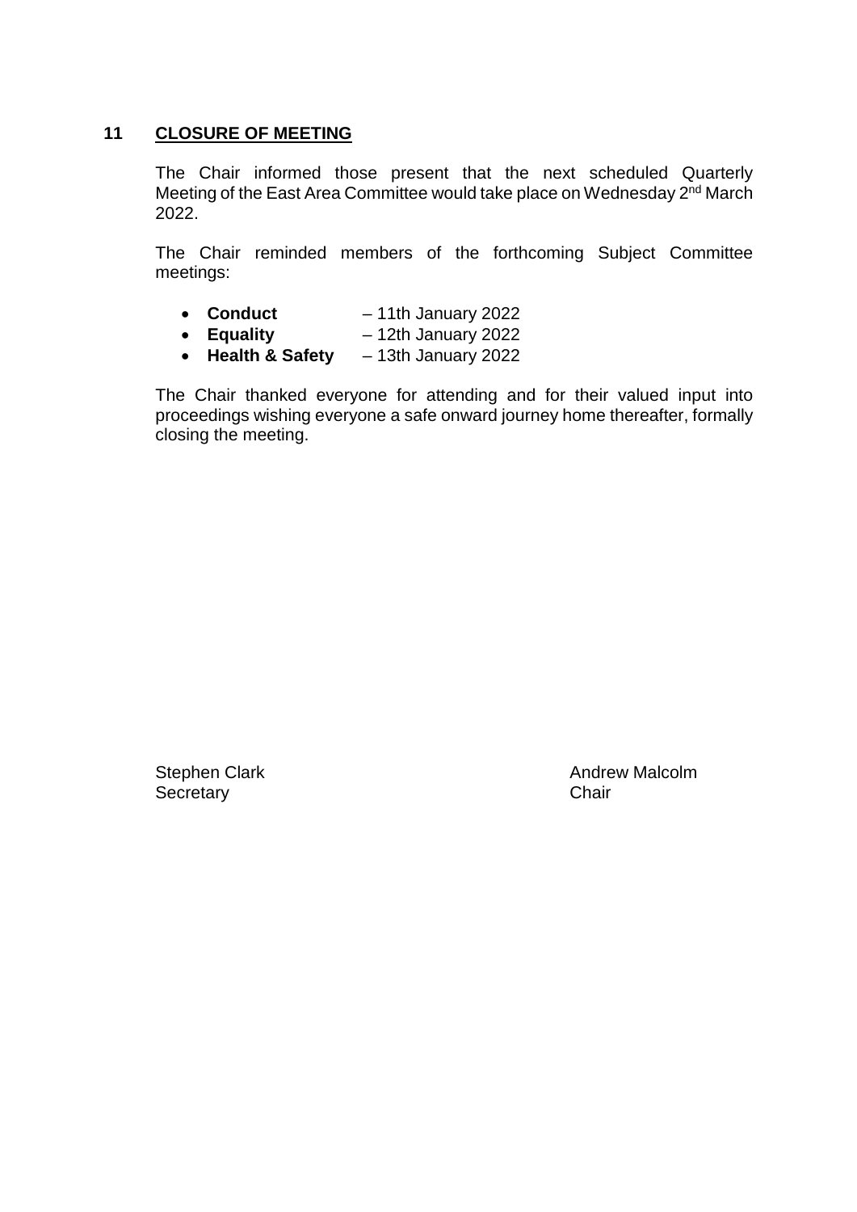## 11 CLOSURE OF MEETING

The Chair informed those present that the next scheduled Quarterly Meeting of the East Area Committee would take place on Wednesday 2nd March 2022.

The Chair reminded members of the forthcoming Subject Committee meetings:

- **Conduct** – 11th January 2022
- **Equality** – 12th January 2022
- **Health & Safety** – 13th January 2022

The Chair thanked everyone for attending and for their valued input into proceedings wishing everyone a safe onward journey home thereafter, formally closing the meeting.

Stephen Clark
Secretary

Andrew Malcolm
Chair